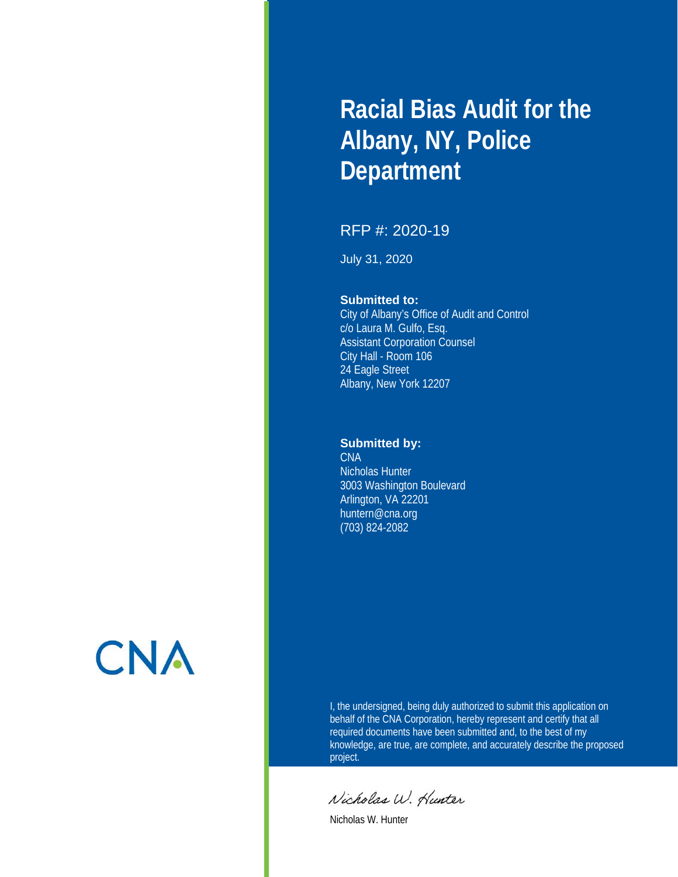# Racial Bias Audit for the Albany, NY, Police Department

RFP #: 2020-19

July 31, 2020

**Submitted to:**
City of Albany's Office of Audit and Control
c/o Laura M. Gulfo, Esq.
Assistant Corporation Counsel
City Hall - Room 106
24 Eagle Street
Albany, New York 12207

**Submitted by:**
CNA
Nicholas Hunter
3003 Washington Boulevard
Arlington, VA 22201
huntern@cna.org
(703) 824-2082

CNA

I, the undersigned, being duly authorized to submit this application on behalf of the CNA Corporation, hereby represent and certify that all required documents have been submitted and, to the best of my knowledge, are true, are complete, and accurately describe the proposed project.

*Nicholas W. Hunter*

Nicholas W. Hunter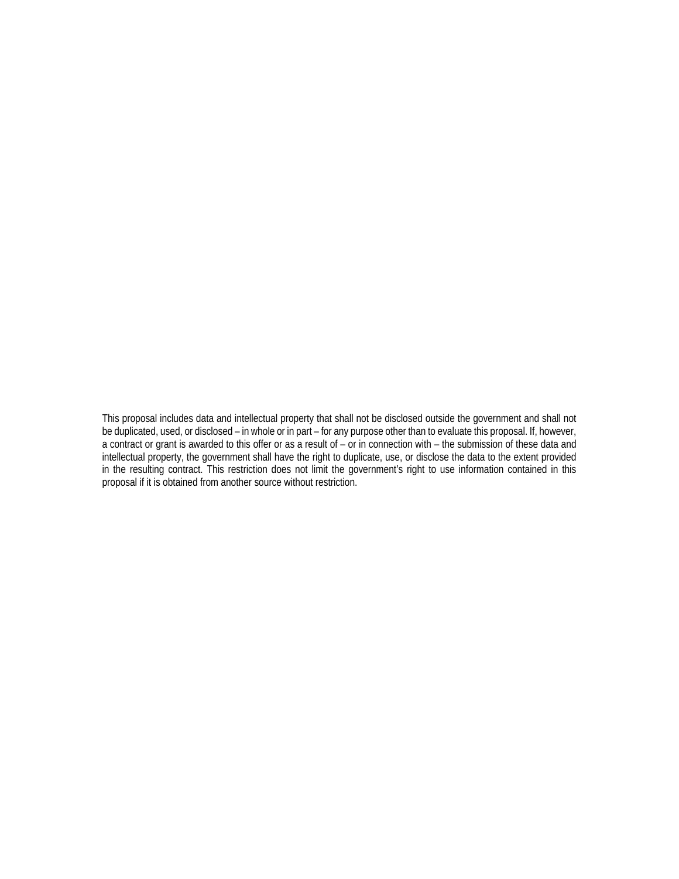This proposal includes data and intellectual property that shall not be disclosed outside the government and shall not be duplicated, used, or disclosed – in whole or in part – for any purpose other than to evaluate this proposal. If, however, a contract or grant is awarded to this offer or as a result of – or in connection with – the submission of these data and intellectual property, the government shall have the right to duplicate, use, or disclose the data to the extent provided in the resulting contract. This restriction does not limit the government's right to use information contained in this proposal if it is obtained from another source without restriction.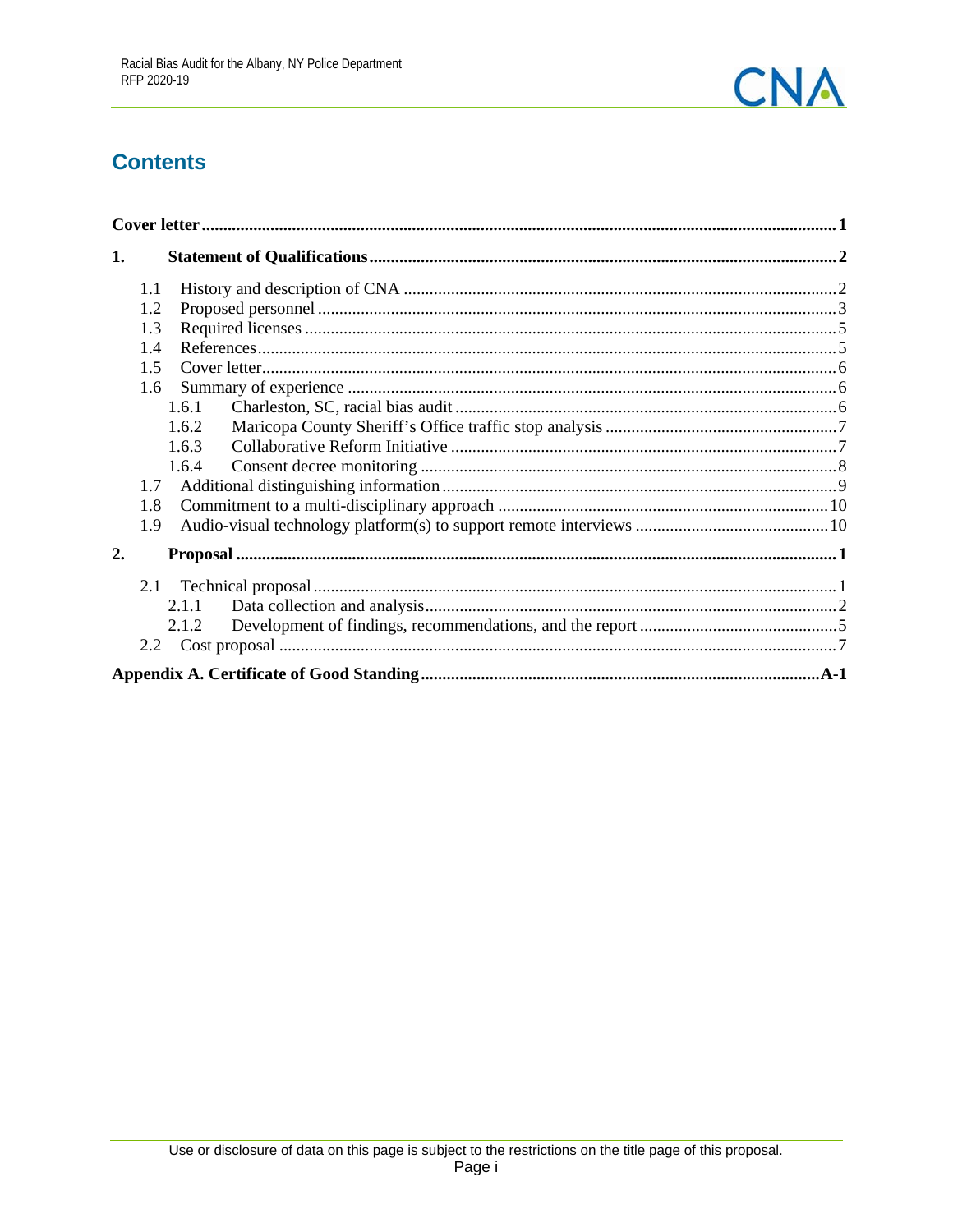# Contents

**Cover letter** .................................................................................................... **1**

**1. Statement of Qualifications** ........................................................................ **2**

- 1.1 History and description of CNA ..................................................................... 2
- 1.2 Proposed personnel ....................................................................................... 3
- 1.3 Required licenses ........................................................................................... 5
- 1.4 References ..................................................................................................... 5
- 1.5 Cover letter ..................................................................................................... 6
- 1.6 Summary of experience .................................................................................. 6
  - 1.6.1 Charleston, SC, racial bias audit ............................................................. 6
  - 1.6.2 Maricopa County Sheriff's Office traffic stop analysis ............................. 7
  - 1.6.3 Collaborative Reform Initiative ................................................................ 7
  - 1.6.4 Consent decree monitoring ..................................................................... 8
- 1.7 Additional distinguishing information ............................................................. 9
- 1.8 Commitment to a multi-disciplinary approach ............................................... 10
- 1.9 Audio-visual technology platform(s) to support remote interviews ................ 10

**2. Proposal** ......................................................................................................... **1**

- 2.1 Technical proposal .......................................................................................... 1
  - 2.1.1 Data collection and analysis .................................................................... 2
  - 2.1.2 Development of findings, recommendations, and the report ................... 5
- 2.2 Cost proposal .................................................................................................. 7

**Appendix A. Certificate of Good Standing** ...................................................... **A-1**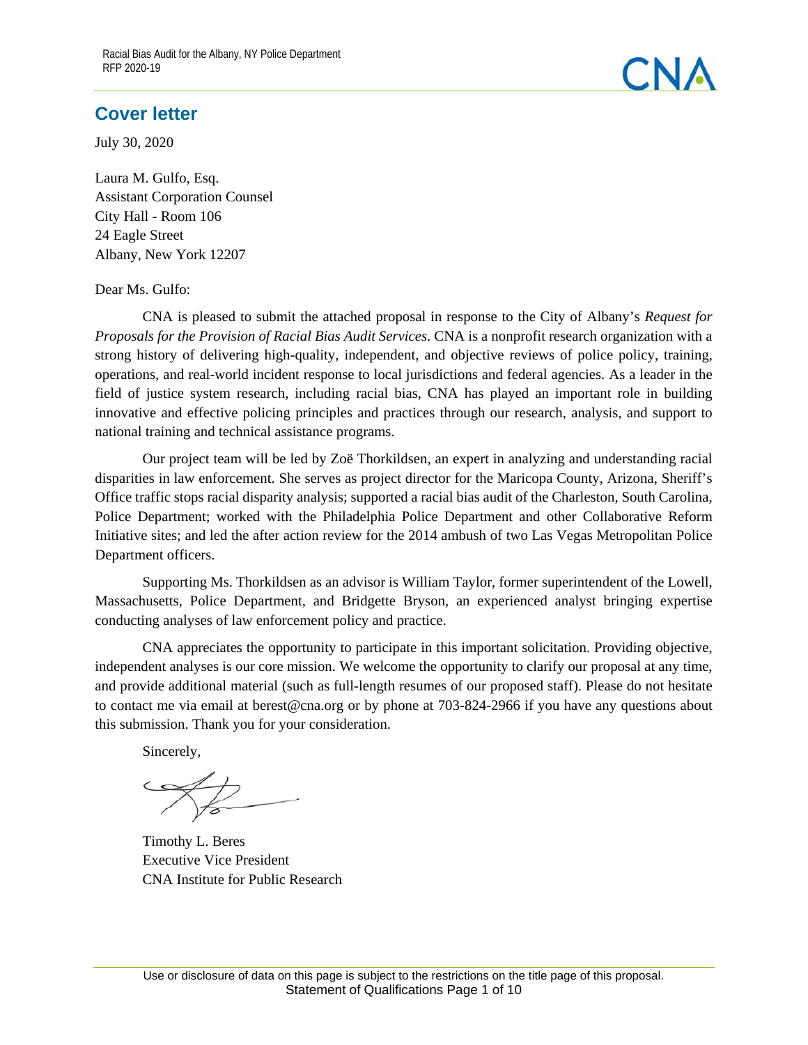## Cover letter

July 30, 2020

Laura M. Gulfo, Esq.
Assistant Corporation Counsel
City Hall - Room 106
24 Eagle Street
Albany, New York 12207

Dear Ms. Gulfo:

CNA is pleased to submit the attached proposal in response to the City of Albany's *Request for Proposals for the Provision of Racial Bias Audit Services*. CNA is a nonprofit research organization with a strong history of delivering high-quality, independent, and objective reviews of police policy, training, operations, and real-world incident response to local jurisdictions and federal agencies. As a leader in the field of justice system research, including racial bias, CNA has played an important role in building innovative and effective policing principles and practices through our research, analysis, and support to national training and technical assistance programs.

Our project team will be led by Zoë Thorkildsen, an expert in analyzing and understanding racial disparities in law enforcement. She serves as project director for the Maricopa County, Arizona, Sheriff's Office traffic stops racial disparity analysis; supported a racial bias audit of the Charleston, South Carolina, Police Department; worked with the Philadelphia Police Department and other Collaborative Reform Initiative sites; and led the after action review for the 2014 ambush of two Las Vegas Metropolitan Police Department officers.

Supporting Ms. Thorkildsen as an advisor is William Taylor, former superintendent of the Lowell, Massachusetts, Police Department, and Bridgette Bryson, an experienced analyst bringing expertise conducting analyses of law enforcement policy and practice.

CNA appreciates the opportunity to participate in this important solicitation. Providing objective, independent analyses is our core mission. We welcome the opportunity to clarify our proposal at any time, and provide additional material (such as full-length resumes of our proposed staff). Please do not hesitate to contact me via email at berest@cna.org or by phone at 703-824-2966 if you have any questions about this submission. Thank you for your consideration.

Sincerely,

Timothy L. Beres
Executive Vice President
CNA Institute for Public Research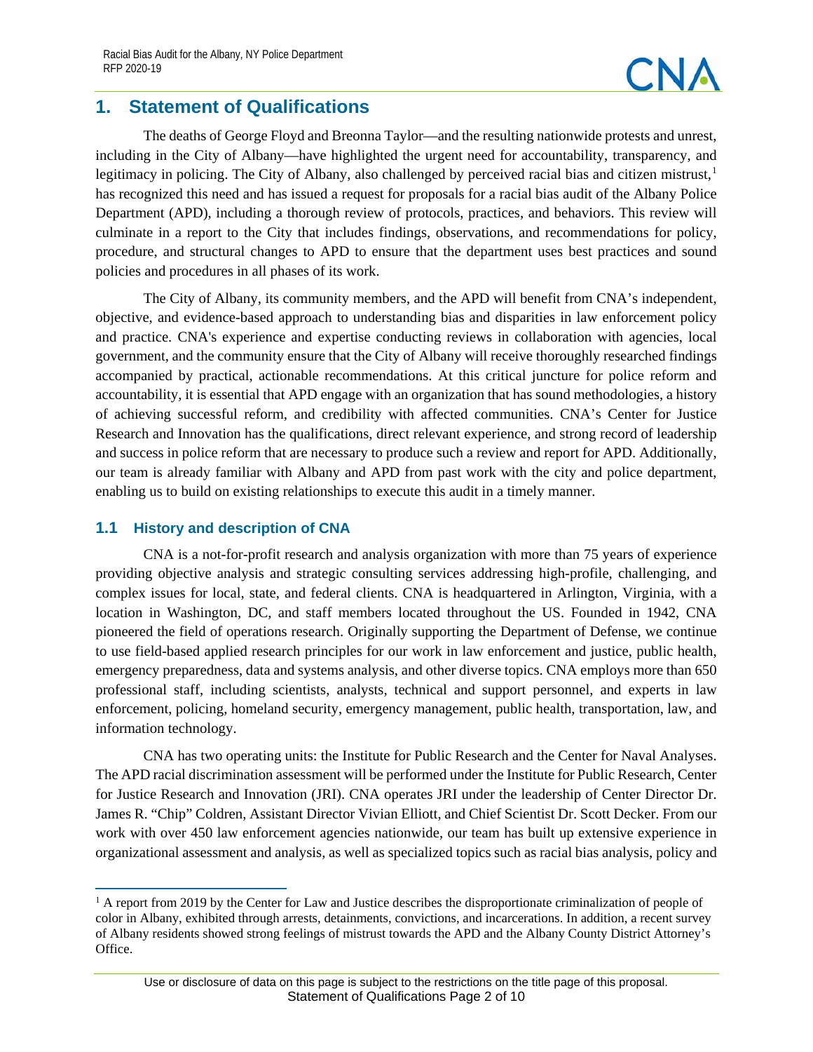# 1. Statement of Qualifications

The deaths of George Floyd and Breonna Taylor—and the resulting nationwide protests and unrest, including in the City of Albany—have highlighted the urgent need for accountability, transparency, and legitimacy in policing. The City of Albany, also challenged by perceived racial bias and citizen mistrust,[1] has recognized this need and has issued a request for proposals for a racial bias audit of the Albany Police Department (APD), including a thorough review of protocols, practices, and behaviors. This review will culminate in a report to the City that includes findings, observations, and recommendations for policy, procedure, and structural changes to APD to ensure that the department uses best practices and sound policies and procedures in all phases of its work.

The City of Albany, its community members, and the APD will benefit from CNA's independent, objective, and evidence-based approach to understanding bias and disparities in law enforcement policy and practice. CNA's experience and expertise conducting reviews in collaboration with agencies, local government, and the community ensure that the City of Albany will receive thoroughly researched findings accompanied by practical, actionable recommendations. At this critical juncture for police reform and accountability, it is essential that APD engage with an organization that has sound methodologies, a history of achieving successful reform, and credibility with affected communities. CNA's Center for Justice Research and Innovation has the qualifications, direct relevant experience, and strong record of leadership and success in police reform that are necessary to produce such a review and report for APD. Additionally, our team is already familiar with Albany and APD from past work with the city and police department, enabling us to build on existing relationships to execute this audit in a timely manner.

## 1.1 History and description of CNA

CNA is a not-for-profit research and analysis organization with more than 75 years of experience providing objective analysis and strategic consulting services addressing high-profile, challenging, and complex issues for local, state, and federal clients. CNA is headquartered in Arlington, Virginia, with a location in Washington, DC, and staff members located throughout the US. Founded in 1942, CNA pioneered the field of operations research. Originally supporting the Department of Defense, we continue to use field-based applied research principles for our work in law enforcement and justice, public health, emergency preparedness, data and systems analysis, and other diverse topics. CNA employs more than 650 professional staff, including scientists, analysts, technical and support personnel, and experts in law enforcement, policing, homeland security, emergency management, public health, transportation, law, and information technology.

CNA has two operating units: the Institute for Public Research and the Center for Naval Analyses. The APD racial discrimination assessment will be performed under the Institute for Public Research, Center for Justice Research and Innovation (JRI). CNA operates JRI under the leadership of Center Director Dr. James R. "Chip" Coldren, Assistant Director Vivian Elliott, and Chief Scientist Dr. Scott Decker. From our work with over 450 law enforcement agencies nationwide, our team has built up extensive experience in organizational assessment and analysis, as well as specialized topics such as racial bias analysis, policy and

---

[1] A report from 2019 by the Center for Law and Justice describes the disproportionate criminalization of people of color in Albany, exhibited through arrests, detainments, convictions, and incarcerations. In addition, a recent survey of Albany residents showed strong feelings of mistrust towards the APD and the Albany County District Attorney's Office.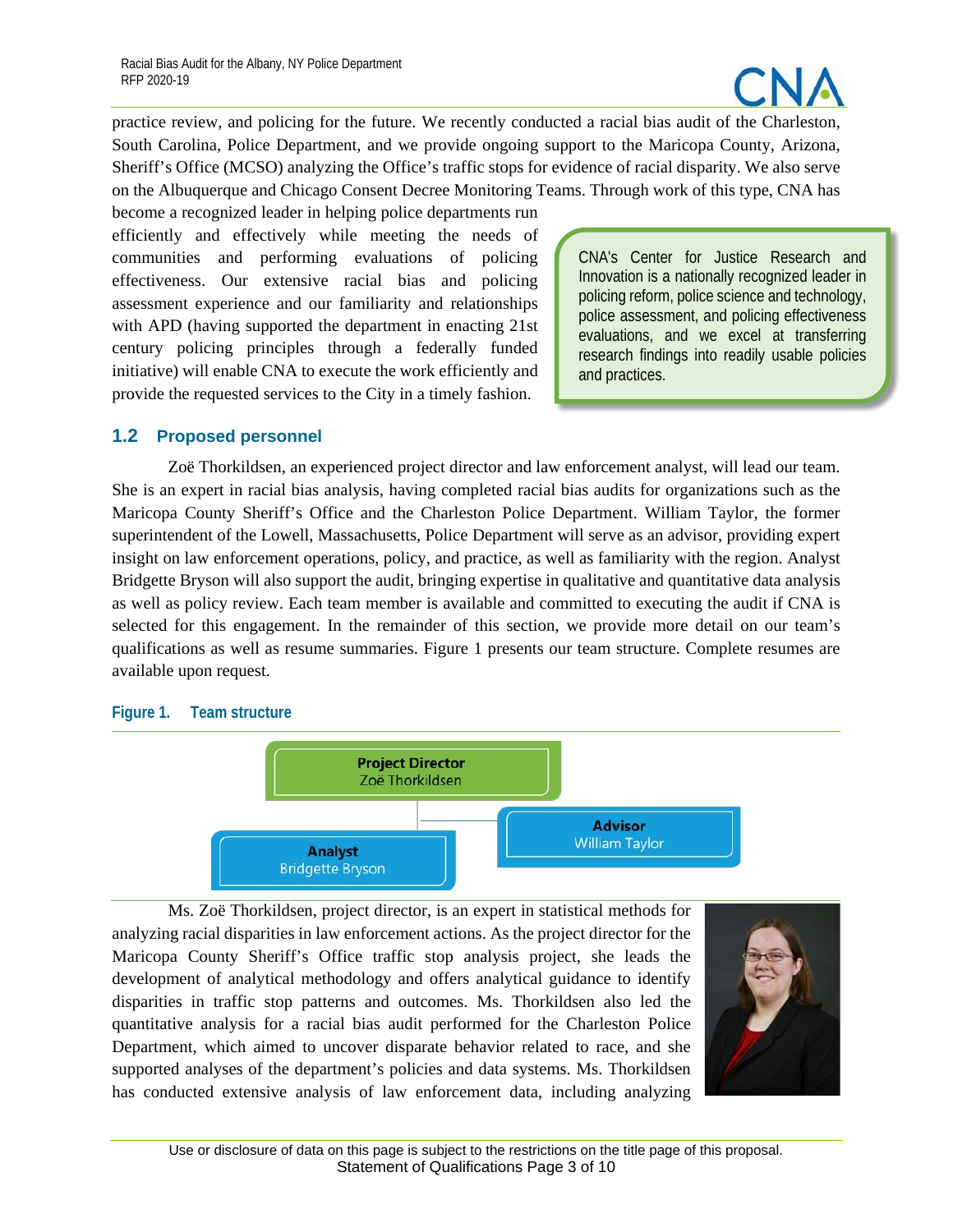practice review, and policing for the future. We recently conducted a racial bias audit of the Charleston, South Carolina, Police Department, and we provide ongoing support to the Maricopa County, Arizona, Sheriff's Office (MCSO) analyzing the Office's traffic stops for evidence of racial disparity. We also serve on the Albuquerque and Chicago Consent Decree Monitoring Teams. Through work of this type, CNA has become a recognized leader in helping police departments run efficiently and effectively while meeting the needs of communities and performing evaluations of policing effectiveness. Our extensive racial bias and policing assessment experience and our familiarity and relationships with APD (having supported the department in enacting 21st century policing principles through a federally funded initiative) will enable CNA to execute the work efficiently and provide the requested services to the City in a timely fashion.

> CNA's Center for Justice Research and Innovation is a nationally recognized leader in policing reform, police science and technology, police assessment, and policing effectiveness evaluations, and we excel at transferring research findings into readily usable policies and practices.

## 1.2 Proposed personnel

Zoë Thorkildsen, an experienced project director and law enforcement analyst, will lead our team. She is an expert in racial bias analysis, having completed racial bias audits for organizations such as the Maricopa County Sheriff's Office and the Charleston Police Department. William Taylor, the former superintendent of the Lowell, Massachusetts, Police Department will serve as an advisor, providing expert insight on law enforcement operations, policy, and practice, as well as familiarity with the region. Analyst Bridgette Bryson will also support the audit, bringing expertise in qualitative and quantitative data analysis as well as policy review. Each team member is available and committed to executing the audit if CNA is selected for this engagement. In the remainder of this section, we provide more detail on our team's qualifications as well as resume summaries. Figure 1 presents our team structure. Complete resumes are available upon request.

**Figure 1. Team structure**

- **Project Director** – Zoë Thorkildsen
  - **Advisor** – William Taylor
  - **Analyst** – Bridgette Bryson

Ms. Zoë Thorkildsen, project director, is an expert in statistical methods for analyzing racial disparities in law enforcement actions. As the project director for the Maricopa County Sheriff's Office traffic stop analysis project, she leads the development of analytical methodology and offers analytical guidance to identify disparities in traffic stop patterns and outcomes. Ms. Thorkildsen also led the quantitative analysis for a racial bias audit performed for the Charleston Police Department, which aimed to uncover disparate behavior related to race, and she supported analyses of the department's policies and data systems. Ms. Thorkildsen has conducted extensive analysis of law enforcement data, including analyzing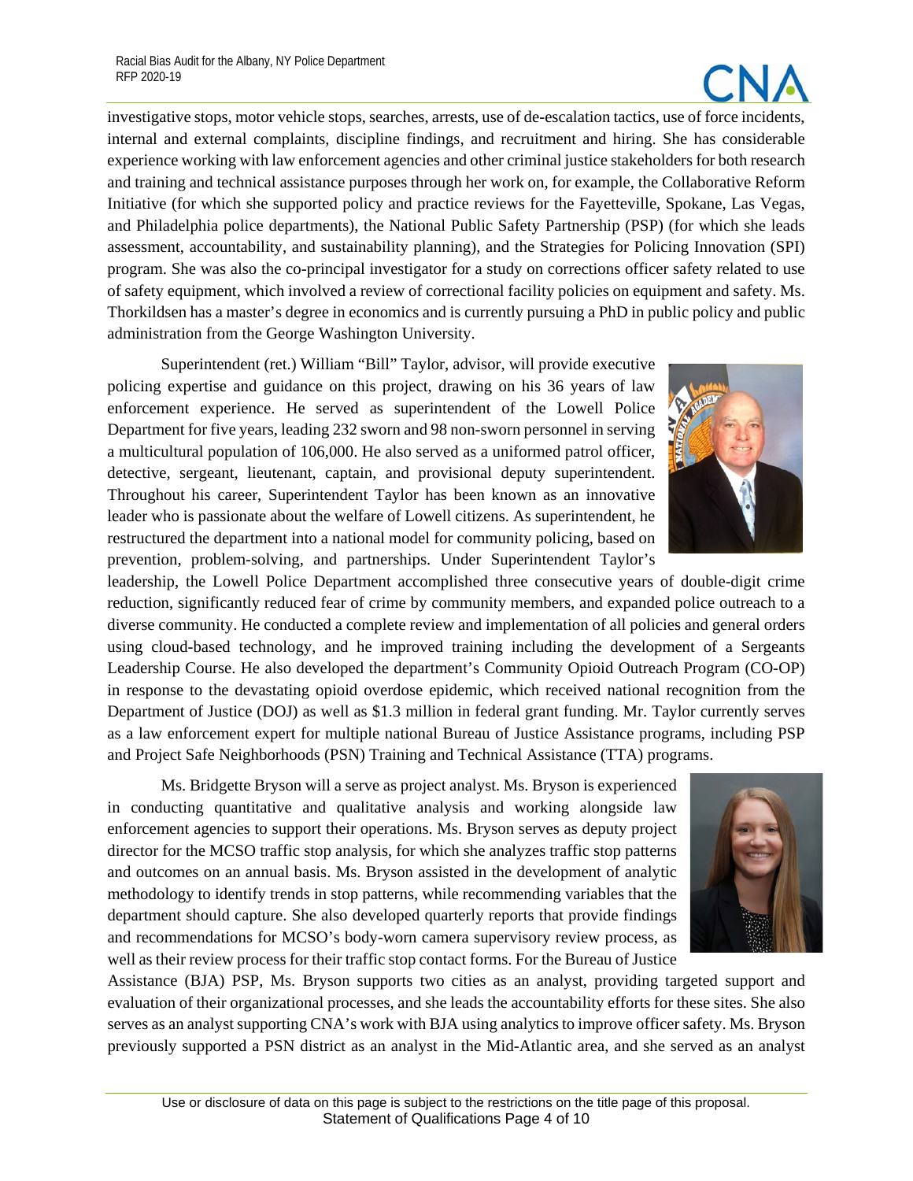investigative stops, motor vehicle stops, searches, arrests, use of de-escalation tactics, use of force incidents, internal and external complaints, discipline findings, and recruitment and hiring. She has considerable experience working with law enforcement agencies and other criminal justice stakeholders for both research and training and technical assistance purposes through her work on, for example, the Collaborative Reform Initiative (for which she supported policy and practice reviews for the Fayetteville, Spokane, Las Vegas, and Philadelphia police departments), the National Public Safety Partnership (PSP) (for which she leads assessment, accountability, and sustainability planning), and the Strategies for Policing Innovation (SPI) program. She was also the co-principal investigator for a study on corrections officer safety related to use of safety equipment, which involved a review of correctional facility policies on equipment and safety. Ms. Thorkildsen has a master's degree in economics and is currently pursuing a PhD in public policy and public administration from the George Washington University.

Superintendent (ret.) William "Bill" Taylor, advisor, will provide executive policing expertise and guidance on this project, drawing on his 36 years of law enforcement experience. He served as superintendent of the Lowell Police Department for five years, leading 232 sworn and 98 non-sworn personnel in serving a multicultural population of 106,000. He also served as a uniformed patrol officer, detective, sergeant, lieutenant, captain, and provisional deputy superintendent. Throughout his career, Superintendent Taylor has been known as an innovative leader who is passionate about the welfare of Lowell citizens. As superintendent, he restructured the department into a national model for community policing, based on prevention, problem-solving, and partnerships. Under Superintendent Taylor's leadership, the Lowell Police Department accomplished three consecutive years of double-digit crime reduction, significantly reduced fear of crime by community members, and expanded police outreach to a diverse community. He conducted a complete review and implementation of all policies and general orders using cloud-based technology, and he improved training including the development of a Sergeants Leadership Course. He also developed the department's Community Opioid Outreach Program (CO-OP) in response to the devastating opioid overdose epidemic, which received national recognition from the Department of Justice (DOJ) as well as $1.3 million in federal grant funding. Mr. Taylor currently serves as a law enforcement expert for multiple national Bureau of Justice Assistance programs, including PSP and Project Safe Neighborhoods (PSN) Training and Technical Assistance (TTA) programs.

Ms. Bridgette Bryson will a serve as project analyst. Ms. Bryson is experienced in conducting quantitative and qualitative analysis and working alongside law enforcement agencies to support their operations. Ms. Bryson serves as deputy project director for the MCSO traffic stop analysis, for which she analyzes traffic stop patterns and outcomes on an annual basis. Ms. Bryson assisted in the development of analytic methodology to identify trends in stop patterns, while recommending variables that the department should capture. She also developed quarterly reports that provide findings and recommendations for MCSO's body-worn camera supervisory review process, as well as their review process for their traffic stop contact forms. For the Bureau of Justice Assistance (BJA) PSP, Ms. Bryson supports two cities as an analyst, providing targeted support and evaluation of their organizational processes, and she leads the accountability efforts for these sites. She also serves as an analyst supporting CNA's work with BJA using analytics to improve officer safety. Ms. Bryson previously supported a PSN district as an analyst in the Mid-Atlantic area, and she served as an analyst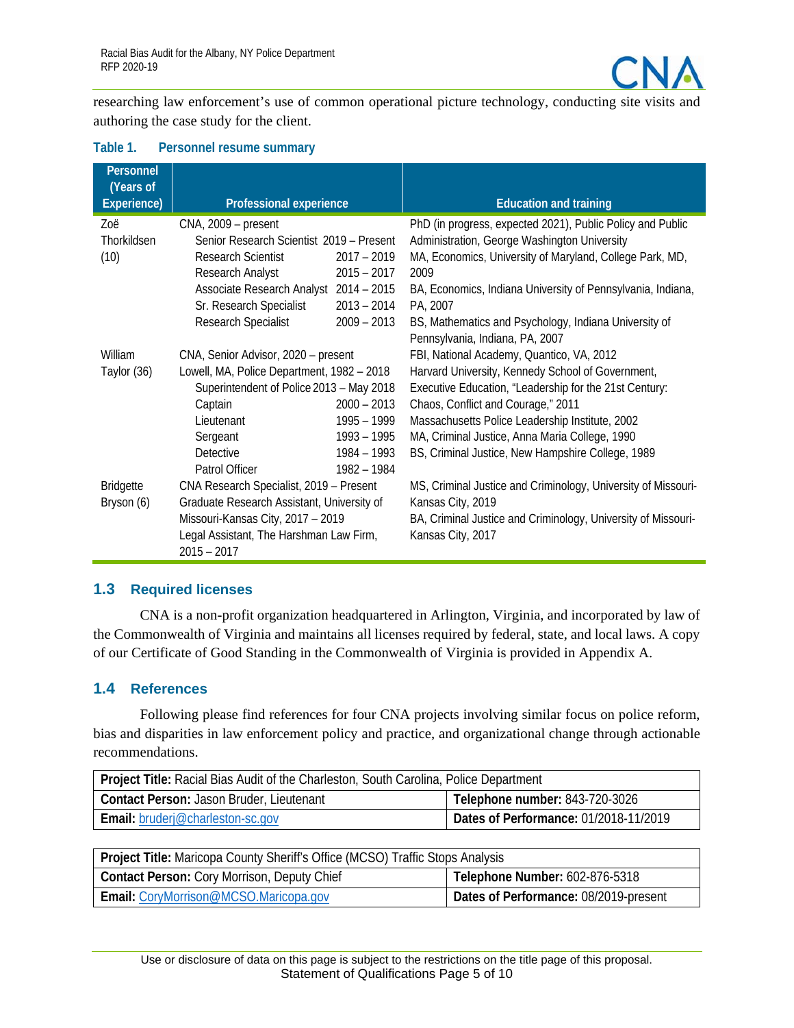researching law enforcement's use of common operational picture technology, conducting site visits and authoring the case study for the client.

**Table 1. Personnel resume summary**

| Personnel (Years of Experience) | Professional experience | Education and training |
|---|---|---|
| Zoë Thorkildsen (10) | CNA, 2009 – present<br>Senior Research Scientist 2019 – Present<br>Research Scientist 2017 – 2019<br>Research Analyst 2015 – 2017<br>Associate Research Analyst 2014 – 2015<br>Sr. Research Specialist 2013 – 2014<br>Research Specialist 2009 – 2013 | PhD (in progress, expected 2021), Public Policy and Public Administration, George Washington University<br>MA, Economics, University of Maryland, College Park, MD, 2009<br>BA, Economics, Indiana University of Pennsylvania, Indiana, PA, 2007<br>BS, Mathematics and Psychology, Indiana University of Pennsylvania, Indiana, PA, 2007 |
| William Taylor (36) | CNA, Senior Advisor, 2020 – present<br>Lowell, MA, Police Department, 1982 – 2018<br>Superintendent of Police 2013 – May 2018<br>Captain 2000 – 2013<br>Lieutenant 1995 – 1999<br>Sergeant 1993 – 1995<br>Detective 1984 – 1993<br>Patrol Officer 1982 – 1984 | FBI, National Academy, Quantico, VA, 2012<br>Harvard University, Kennedy School of Government, Executive Education, "Leadership for the 21st Century: Chaos, Conflict and Courage," 2011<br>Massachusetts Police Leadership Institute, 2002<br>MA, Criminal Justice, Anna Maria College, 1990<br>BS, Criminal Justice, New Hampshire College, 1989 |
| Bridgette Bryson (6) | CNA Research Specialist, 2019 – Present<br>Graduate Research Assistant, University of Missouri-Kansas City, 2017 – 2019<br>Legal Assistant, The Harshman Law Firm, 2015 – 2017 | MS, Criminal Justice and Criminology, University of Missouri-Kansas City, 2019<br>BA, Criminal Justice and Criminology, University of Missouri-Kansas City, 2017 |

## 1.3 Required licenses

CNA is a non-profit organization headquartered in Arlington, Virginia, and incorporated by law of the Commonwealth of Virginia and maintains all licenses required by federal, state, and local laws. A copy of our Certificate of Good Standing in the Commonwealth of Virginia is provided in Appendix A.

## 1.4 References

Following please find references for four CNA projects involving similar focus on police reform, bias and disparities in law enforcement policy and practice, and organizational change through actionable recommendations.

| **Project Title:** Racial Bias Audit of the Charleston, South Carolina, Police Department | |
|---|---|
| **Contact Person:** Jason Bruder, Lieutenant | **Telephone number:** 843-720-3026 |
| **Email:** bruderj@charleston-sc.gov | **Dates of Performance:** 01/2018-11/2019 |

| **Project Title:** Maricopa County Sheriff's Office (MCSO) Traffic Stops Analysis | |
|---|---|
| **Contact Person:** Cory Morrison, Deputy Chief | **Telephone Number:** 602-876-5318 |
| **Email:** CoryMorrison@MCSO.Maricopa.gov | **Dates of Performance:** 08/2019-present |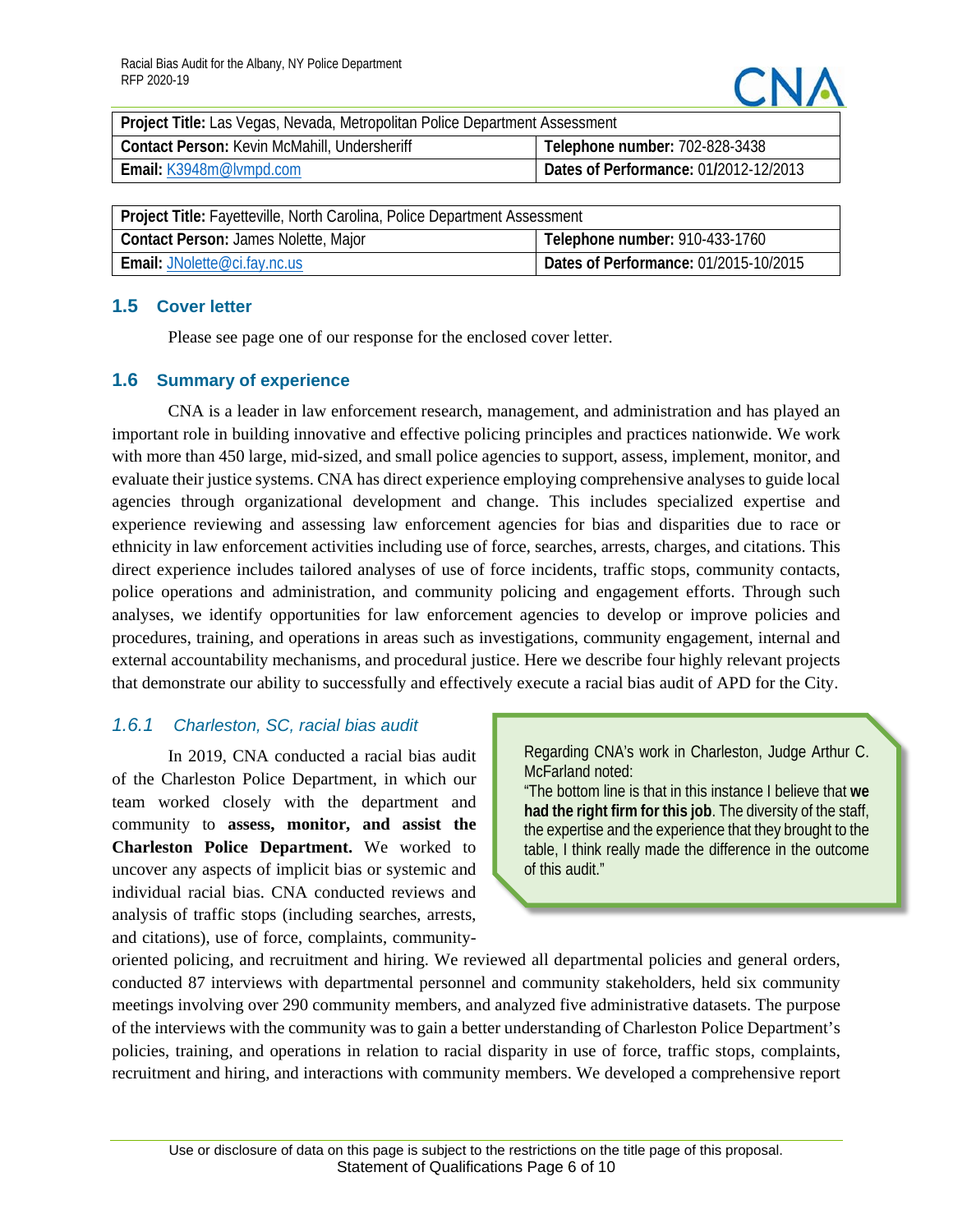| Project Title: Las Vegas, Nevada, Metropolitan Police Department Assessment | |
|---|---|
| **Contact Person:** Kevin McMahill, Undersheriff | **Telephone number:** 702-828-3438 |
| **Email:** K3948m@lvmpd.com | **Dates of Performance:** 01/2012-12/2013 |

| Project Title: Fayetteville, North Carolina, Police Department Assessment | |
|---|---|
| **Contact Person:** James Nolette, Major | **Telephone number:** 910-433-1760 |
| **Email:** JNolette@ci.fay.nc.us | **Dates of Performance:** 01/2015-10/2015 |

## 1.5 Cover letter

Please see page one of our response for the enclosed cover letter.

## 1.6 Summary of experience

CNA is a leader in law enforcement research, management, and administration and has played an important role in building innovative and effective policing principles and practices nationwide. We work with more than 450 large, mid-sized, and small police agencies to support, assess, implement, monitor, and evaluate their justice systems. CNA has direct experience employing comprehensive analyses to guide local agencies through organizational development and change. This includes specialized expertise and experience reviewing and assessing law enforcement agencies for bias and disparities due to race or ethnicity in law enforcement activities including use of force, searches, arrests, charges, and citations. This direct experience includes tailored analyses of use of force incidents, traffic stops, community contacts, police operations and administration, and community policing and engagement efforts. Through such analyses, we identify opportunities for law enforcement agencies to develop or improve policies and procedures, training, and operations in areas such as investigations, community engagement, internal and external accountability mechanisms, and procedural justice. Here we describe four highly relevant projects that demonstrate our ability to successfully and effectively execute a racial bias audit of APD for the City.

### *1.6.1 Charleston, SC, racial bias audit*

> Regarding CNA's work in Charleston, Judge Arthur C. McFarland noted:
> "The bottom line is that in this instance I believe that **we had the right firm for this job**. The diversity of the staff, the expertise and the experience that they brought to the table, I think really made the difference in the outcome of this audit."

In 2019, CNA conducted a racial bias audit of the Charleston Police Department, in which our team worked closely with the department and community to **assess, monitor, and assist the Charleston Police Department.** We worked to uncover any aspects of implicit bias or systemic and individual racial bias. CNA conducted reviews and analysis of traffic stops (including searches, arrests, and citations), use of force, complaints, community-oriented policing, and recruitment and hiring. We reviewed all departmental policies and general orders, conducted 87 interviews with departmental personnel and community stakeholders, held six community meetings involving over 290 community members, and analyzed five administrative datasets. The purpose of the interviews with the community was to gain a better understanding of Charleston Police Department's policies, training, and operations in relation to racial disparity in use of force, traffic stops, complaints, recruitment and hiring, and interactions with community members. We developed a comprehensive report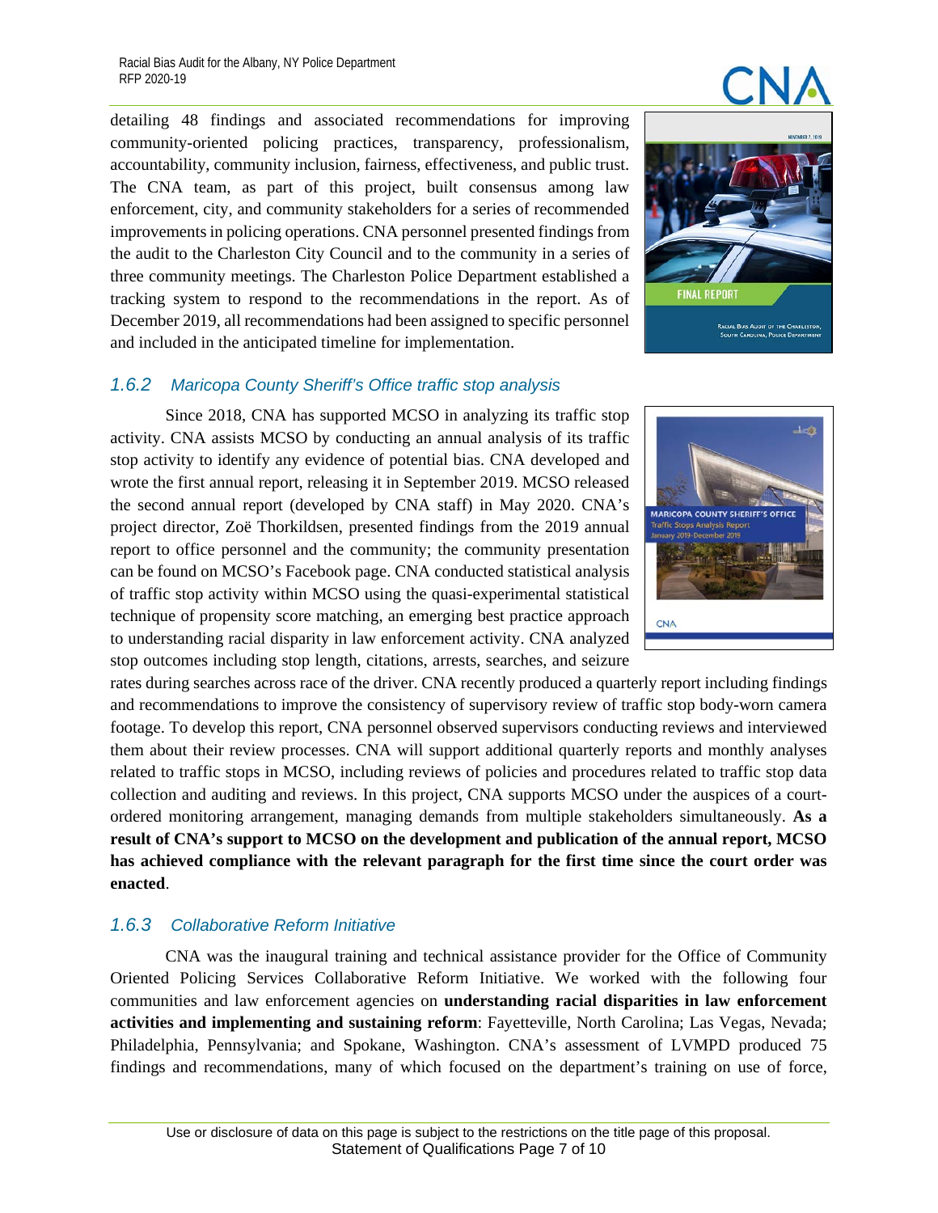detailing 48 findings and associated recommendations for improving community-oriented policing practices, transparency, professionalism, accountability, community inclusion, fairness, effectiveness, and public trust. The CNA team, as part of this project, built consensus among law enforcement, city, and community stakeholders for a series of recommended improvements in policing operations. CNA personnel presented findings from the audit to the Charleston City Council and to the community in a series of three community meetings. The Charleston Police Department established a tracking system to respond to the recommendations in the report. As of December 2019, all recommendations had been assigned to specific personnel and included in the anticipated timeline for implementation.

### *1.6.2 Maricopa County Sheriff's Office traffic stop analysis*

Since 2018, CNA has supported MCSO in analyzing its traffic stop activity. CNA assists MCSO by conducting an annual analysis of its traffic stop activity to identify any evidence of potential bias. CNA developed and wrote the first annual report, releasing it in September 2019. MCSO released the second annual report (developed by CNA staff) in May 2020. CNA's project director, Zoë Thorkildsen, presented findings from the 2019 annual report to office personnel and the community; the community presentation can be found on MCSO's Facebook page. CNA conducted statistical analysis of traffic stop activity within MCSO using the quasi-experimental statistical technique of propensity score matching, an emerging best practice approach to understanding racial disparity in law enforcement activity. CNA analyzed stop outcomes including stop length, citations, arrests, searches, and seizure rates during searches across race of the driver. CNA recently produced a quarterly report including findings and recommendations to improve the consistency of supervisory review of traffic stop body-worn camera footage. To develop this report, CNA personnel observed supervisors conducting reviews and interviewed them about their review processes. CNA will support additional quarterly reports and monthly analyses related to traffic stops in MCSO, including reviews of policies and procedures related to traffic stop data collection and auditing and reviews. In this project, CNA supports MCSO under the auspices of a court-ordered monitoring arrangement, managing demands from multiple stakeholders simultaneously. **As a result of CNA's support to MCSO on the development and publication of the annual report, MCSO has achieved compliance with the relevant paragraph for the first time since the court order was enacted**.

### *1.6.3 Collaborative Reform Initiative*

CNA was the inaugural training and technical assistance provider for the Office of Community Oriented Policing Services Collaborative Reform Initiative. We worked with the following four communities and law enforcement agencies on **understanding racial disparities in law enforcement activities and implementing and sustaining reform**: Fayetteville, North Carolina; Las Vegas, Nevada; Philadelphia, Pennsylvania; and Spokane, Washington. CNA's assessment of LVMPD produced 75 findings and recommendations, many of which focused on the department's training on use of force,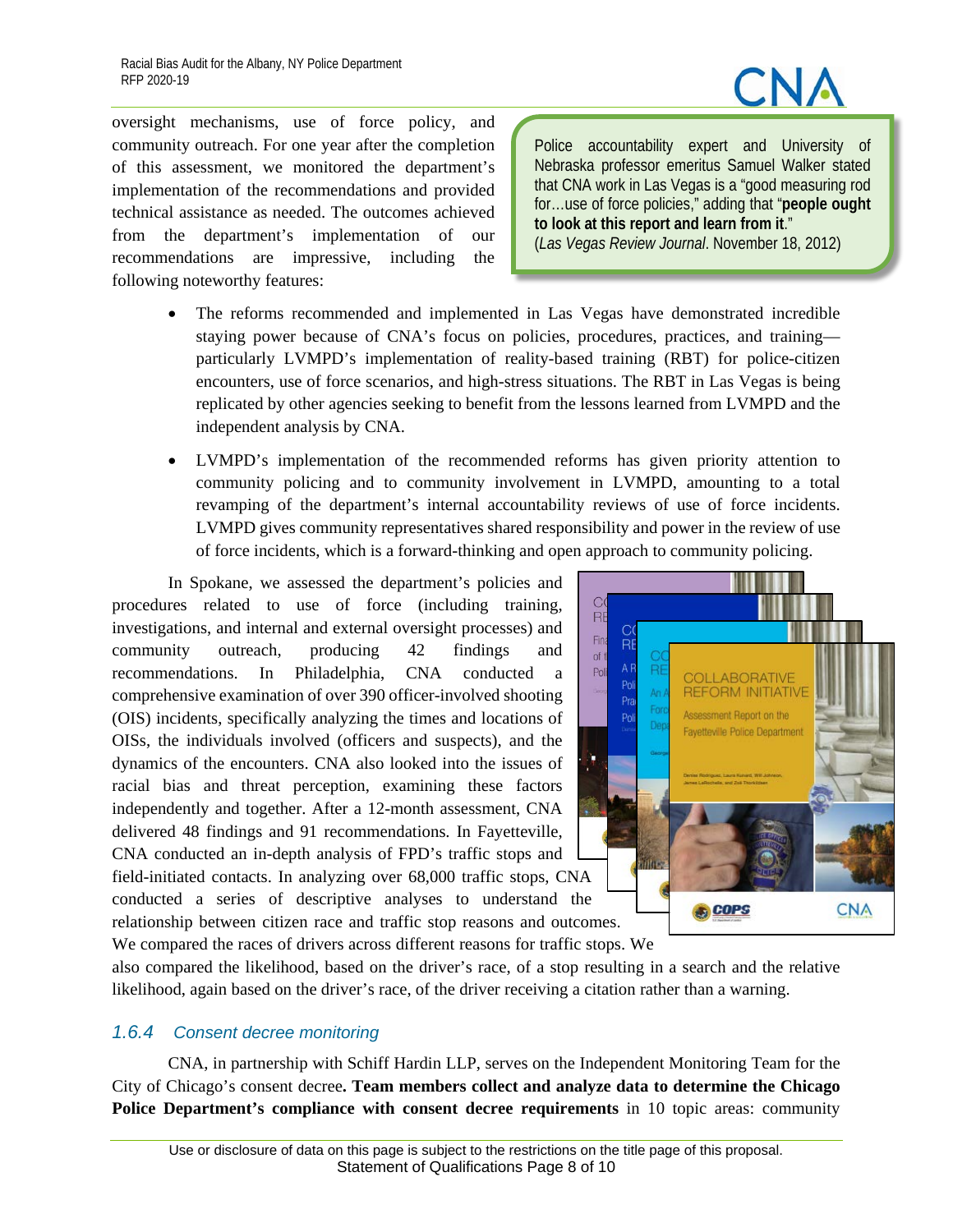oversight mechanisms, use of force policy, and community outreach. For one year after the completion of this assessment, we monitored the department's implementation of the recommendations and provided technical assistance as needed. The outcomes achieved from the department's implementation of our recommendations are impressive, including the following noteworthy features:

> Police accountability expert and University of Nebraska professor emeritus Samuel Walker stated that CNA work in Las Vegas is a "good measuring rod for…use of force policies," adding that "**people ought to look at this report and learn from it**." (*Las Vegas Review Journal*. November 18, 2012)

- The reforms recommended and implemented in Las Vegas have demonstrated incredible staying power because of CNA's focus on policies, procedures, practices, and training—particularly LVMPD's implementation of reality-based training (RBT) for police-citizen encounters, use of force scenarios, and high-stress situations. The RBT in Las Vegas is being replicated by other agencies seeking to benefit from the lessons learned from LVMPD and the independent analysis by CNA.
- LVMPD's implementation of the recommended reforms has given priority attention to community policing and to community involvement in LVMPD, amounting to a total revamping of the department's internal accountability reviews of use of force incidents. LVMPD gives community representatives shared responsibility and power in the review of use of force incidents, which is a forward-thinking and open approach to community policing.

In Spokane, we assessed the department's policies and procedures related to use of force (including training, investigations, and internal and external oversight processes) and community outreach, producing 42 findings and recommendations. In Philadelphia, CNA conducted a comprehensive examination of over 390 officer-involved shooting (OIS) incidents, specifically analyzing the times and locations of OISs, the individuals involved (officers and suspects), and the dynamics of the encounters. CNA also looked into the issues of racial bias and threat perception, examining these factors independently and together. After a 12-month assessment, CNA delivered 48 findings and 91 recommendations. In Fayetteville, CNA conducted an in-depth analysis of FPD's traffic stops and field-initiated contacts. In analyzing over 68,000 traffic stops, CNA conducted a series of descriptive analyses to understand the relationship between citizen race and traffic stop reasons and outcomes. We compared the races of drivers across different reasons for traffic stops. We also compared the likelihood, based on the driver's race, of a stop resulting in a search and the relative likelihood, again based on the driver's race, of the driver receiving a citation rather than a warning.

### 1.6.4 Consent decree monitoring

CNA, in partnership with Schiff Hardin LLP, serves on the Independent Monitoring Team for the City of Chicago's consent decree**. Team members collect and analyze data to determine the Chicago Police Department's compliance with consent decree requirements** in 10 topic areas: community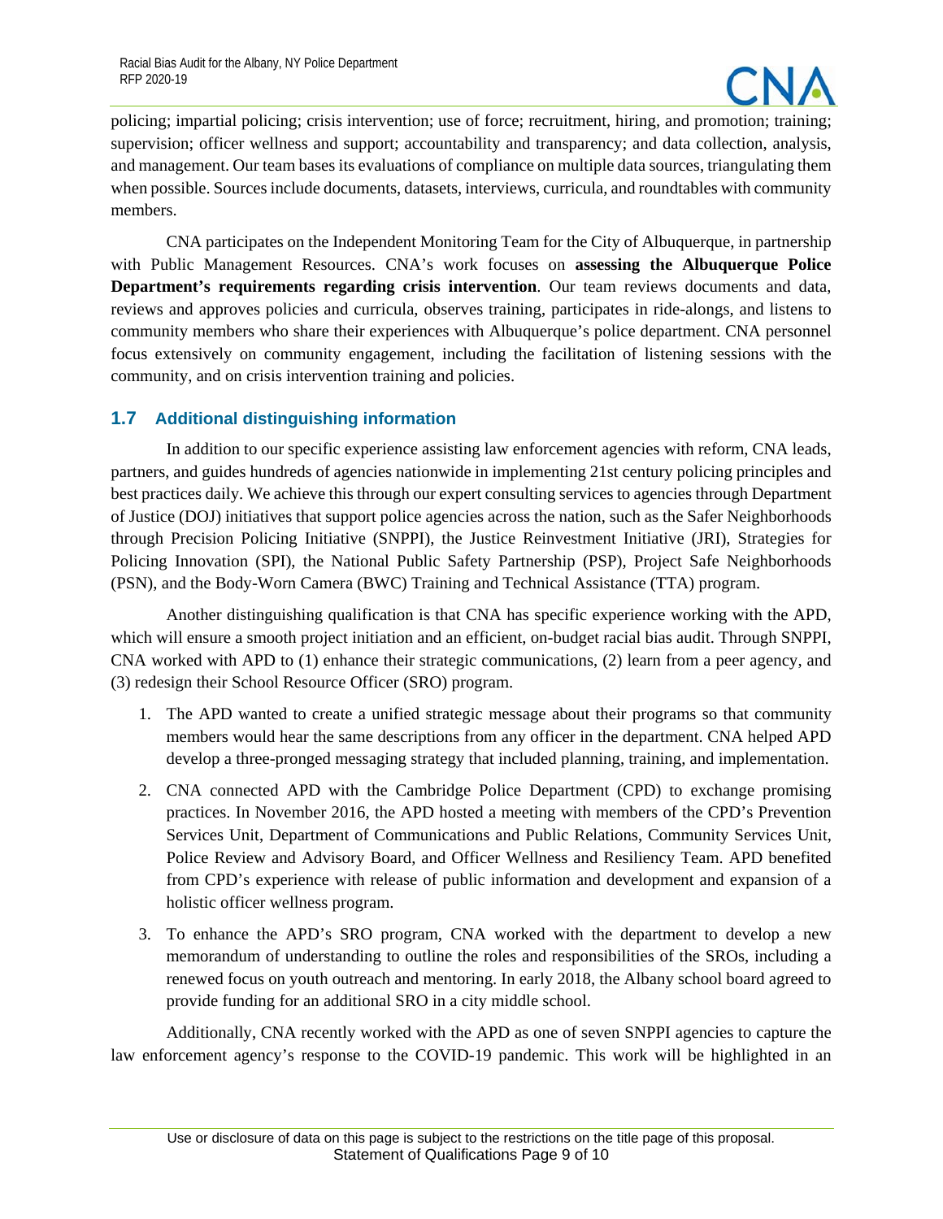policing; impartial policing; crisis intervention; use of force; recruitment, hiring, and promotion; training; supervision; officer wellness and support; accountability and transparency; and data collection, analysis, and management. Our team bases its evaluations of compliance on multiple data sources, triangulating them when possible. Sources include documents, datasets, interviews, curricula, and roundtables with community members.

CNA participates on the Independent Monitoring Team for the City of Albuquerque, in partnership with Public Management Resources. CNA's work focuses on **assessing the Albuquerque Police Department's requirements regarding crisis intervention**. Our team reviews documents and data, reviews and approves policies and curricula, observes training, participates in ride-alongs, and listens to community members who share their experiences with Albuquerque's police department. CNA personnel focus extensively on community engagement, including the facilitation of listening sessions with the community, and on crisis intervention training and policies.

## 1.7 Additional distinguishing information

In addition to our specific experience assisting law enforcement agencies with reform, CNA leads, partners, and guides hundreds of agencies nationwide in implementing 21st century policing principles and best practices daily. We achieve this through our expert consulting services to agencies through Department of Justice (DOJ) initiatives that support police agencies across the nation, such as the Safer Neighborhoods through Precision Policing Initiative (SNPPI), the Justice Reinvestment Initiative (JRI), Strategies for Policing Innovation (SPI), the National Public Safety Partnership (PSP), Project Safe Neighborhoods (PSN), and the Body-Worn Camera (BWC) Training and Technical Assistance (TTA) program.

Another distinguishing qualification is that CNA has specific experience working with the APD, which will ensure a smooth project initiation and an efficient, on-budget racial bias audit. Through SNPPI, CNA worked with APD to (1) enhance their strategic communications, (2) learn from a peer agency, and (3) redesign their School Resource Officer (SRO) program.

1. The APD wanted to create a unified strategic message about their programs so that community members would hear the same descriptions from any officer in the department. CNA helped APD develop a three-pronged messaging strategy that included planning, training, and implementation.
2. CNA connected APD with the Cambridge Police Department (CPD) to exchange promising practices. In November 2016, the APD hosted a meeting with members of the CPD's Prevention Services Unit, Department of Communications and Public Relations, Community Services Unit, Police Review and Advisory Board, and Officer Wellness and Resiliency Team. APD benefited from CPD's experience with release of public information and development and expansion of a holistic officer wellness program.
3. To enhance the APD's SRO program, CNA worked with the department to develop a new memorandum of understanding to outline the roles and responsibilities of the SROs, including a renewed focus on youth outreach and mentoring. In early 2018, the Albany school board agreed to provide funding for an additional SRO in a city middle school.

Additionally, CNA recently worked with the APD as one of seven SNPPI agencies to capture the law enforcement agency's response to the COVID-19 pandemic. This work will be highlighted in an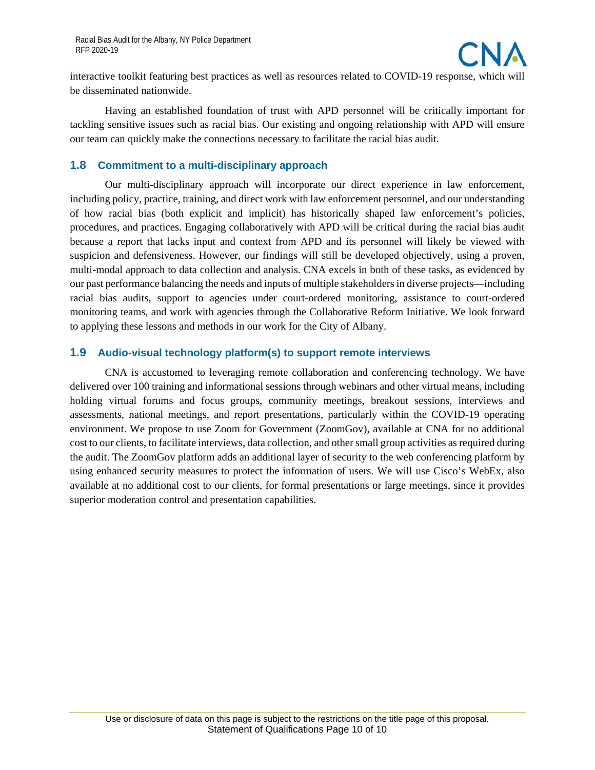interactive toolkit featuring best practices as well as resources related to COVID-19 response, which will be disseminated nationwide.

Having an established foundation of trust with APD personnel will be critically important for tackling sensitive issues such as racial bias. Our existing and ongoing relationship with APD will ensure our team can quickly make the connections necessary to facilitate the racial bias audit.

## 1.8 Commitment to a multi-disciplinary approach

Our multi-disciplinary approach will incorporate our direct experience in law enforcement, including policy, practice, training, and direct work with law enforcement personnel, and our understanding of how racial bias (both explicit and implicit) has historically shaped law enforcement's policies, procedures, and practices. Engaging collaboratively with APD will be critical during the racial bias audit because a report that lacks input and context from APD and its personnel will likely be viewed with suspicion and defensiveness. However, our findings will still be developed objectively, using a proven, multi-modal approach to data collection and analysis. CNA excels in both of these tasks, as evidenced by our past performance balancing the needs and inputs of multiple stakeholders in diverse projects—including racial bias audits, support to agencies under court-ordered monitoring, assistance to court-ordered monitoring teams, and work with agencies through the Collaborative Reform Initiative. We look forward to applying these lessons and methods in our work for the City of Albany.

## 1.9 Audio-visual technology platform(s) to support remote interviews

CNA is accustomed to leveraging remote collaboration and conferencing technology. We have delivered over 100 training and informational sessions through webinars and other virtual means, including holding virtual forums and focus groups, community meetings, breakout sessions, interviews and assessments, national meetings, and report presentations, particularly within the COVID-19 operating environment. We propose to use Zoom for Government (ZoomGov), available at CNA for no additional cost to our clients, to facilitate interviews, data collection, and other small group activities as required during the audit. The ZoomGov platform adds an additional layer of security to the web conferencing platform by using enhanced security measures to protect the information of users. We will use Cisco's WebEx, also available at no additional cost to our clients, for formal presentations or large meetings, since it provides superior moderation control and presentation capabilities.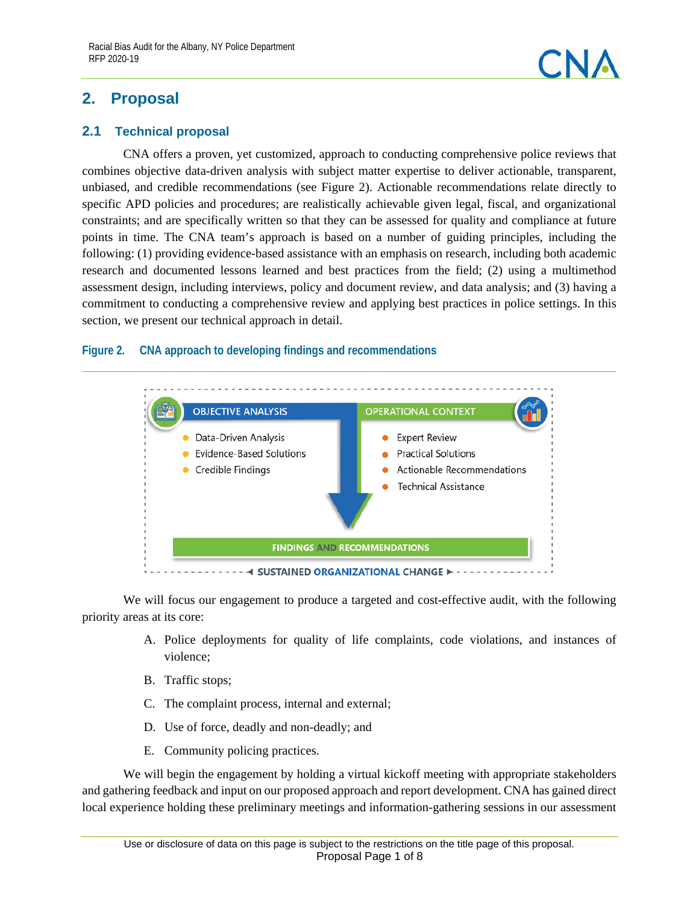# 2. Proposal

## 2.1 Technical proposal

CNA offers a proven, yet customized, approach to conducting comprehensive police reviews that combines objective data-driven analysis with subject matter expertise to deliver actionable, transparent, unbiased, and credible recommendations (see Figure 2). Actionable recommendations relate directly to specific APD policies and procedures; are realistically achievable given legal, fiscal, and organizational constraints; and are specifically written so that they can be assessed for quality and compliance at future points in time. The CNA team's approach is based on a number of guiding principles, including the following: (1) providing evidence-based assistance with an emphasis on research, including both academic research and documented lessons learned and best practices from the field; (2) using a multimethod assessment design, including interviews, policy and document review, and data analysis; and (3) having a commitment to conducting a comprehensive review and applying best practices in police settings. In this section, we present our technical approach in detail.

**Figure 2. CNA approach to developing findings and recommendations**

OBJECTIVE ANALYSIS
- Data-Driven Analysis
- Evidence-Based Solutions
- Credible Findings

OPERATIONAL CONTEXT
- Expert Review
- Practical Solutions
- Actionable Recommendations
- Technical Assistance

FINDINGS AND RECOMMENDATIONS

SUSTAINED ORGANIZATIONAL CHANGE

We will focus our engagement to produce a targeted and cost-effective audit, with the following priority areas at its core:

A. Police deployments for quality of life complaints, code violations, and instances of violence;

B. Traffic stops;

C. The complaint process, internal and external;

D. Use of force, deadly and non-deadly; and

E. Community policing practices.

We will begin the engagement by holding a virtual kickoff meeting with appropriate stakeholders and gathering feedback and input on our proposed approach and report development. CNA has gained direct local experience holding these preliminary meetings and information-gathering sessions in our assessment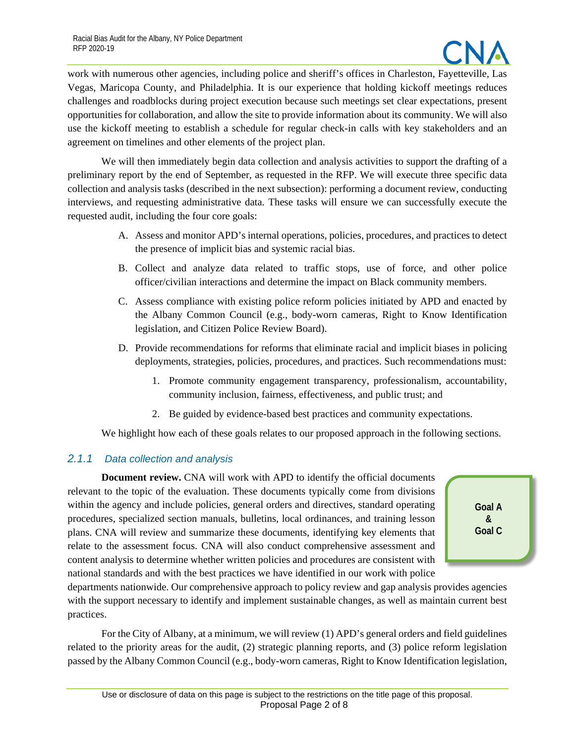work with numerous other agencies, including police and sheriff's offices in Charleston, Fayetteville, Las Vegas, Maricopa County, and Philadelphia. It is our experience that holding kickoff meetings reduces challenges and roadblocks during project execution because such meetings set clear expectations, present opportunities for collaboration, and allow the site to provide information about its community. We will also use the kickoff meeting to establish a schedule for regular check-in calls with key stakeholders and an agreement on timelines and other elements of the project plan.

We will then immediately begin data collection and analysis activities to support the drafting of a preliminary report by the end of September, as requested in the RFP. We will execute three specific data collection and analysis tasks (described in the next subsection): performing a document review, conducting interviews, and requesting administrative data. These tasks will ensure we can successfully execute the requested audit, including the four core goals:

A. Assess and monitor APD's internal operations, policies, procedures, and practices to detect the presence of implicit bias and systemic racial bias.

B. Collect and analyze data related to traffic stops, use of force, and other police officer/civilian interactions and determine the impact on Black community members.

C. Assess compliance with existing police reform policies initiated by APD and enacted by the Albany Common Council (e.g., body-worn cameras, Right to Know Identification legislation, and Citizen Police Review Board).

D. Provide recommendations for reforms that eliminate racial and implicit biases in policing deployments, strategies, policies, procedures, and practices. Such recommendations must:

   1. Promote community engagement transparency, professionalism, accountability, community inclusion, fairness, effectiveness, and public trust; and

   2. Be guided by evidence-based best practices and community expectations.

We highlight how each of these goals relates to our proposed approach in the following sections.

### *2.1.1 Data collection and analysis*

**Goal A & Goal C**

**Document review.** CNA will work with APD to identify the official documents relevant to the topic of the evaluation. These documents typically come from divisions within the agency and include policies, general orders and directives, standard operating procedures, specialized section manuals, bulletins, local ordinances, and training lesson plans. CNA will review and summarize these documents, identifying key elements that relate to the assessment focus. CNA will also conduct comprehensive assessment and content analysis to determine whether written policies and procedures are consistent with national standards and with the best practices we have identified in our work with police departments nationwide. Our comprehensive approach to policy review and gap analysis provides agencies with the support necessary to identify and implement sustainable changes, as well as maintain current best practices.

For the City of Albany, at a minimum, we will review (1) APD's general orders and field guidelines related to the priority areas for the audit, (2) strategic planning reports, and (3) police reform legislation passed by the Albany Common Council (e.g., body-worn cameras, Right to Know Identification legislation,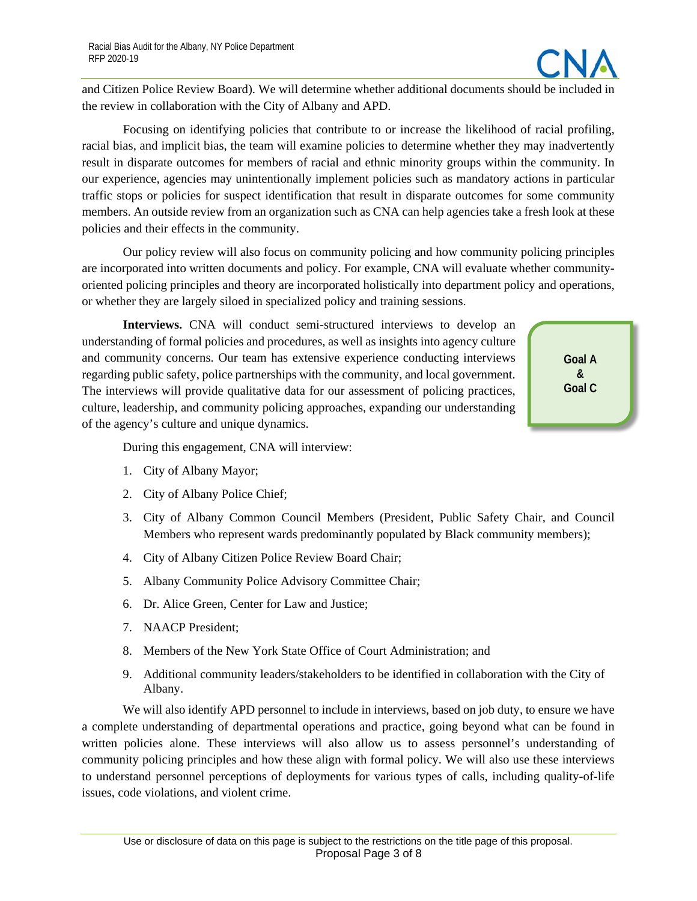and Citizen Police Review Board). We will determine whether additional documents should be included in the review in collaboration with the City of Albany and APD.

Focusing on identifying policies that contribute to or increase the likelihood of racial profiling, racial bias, and implicit bias, the team will examine policies to determine whether they may inadvertently result in disparate outcomes for members of racial and ethnic minority groups within the community. In our experience, agencies may unintentionally implement policies such as mandatory actions in particular traffic stops or policies for suspect identification that result in disparate outcomes for some community members. An outside review from an organization such as CNA can help agencies take a fresh look at these policies and their effects in the community.

Our policy review will also focus on community policing and how community policing principles are incorporated into written documents and policy. For example, CNA will evaluate whether community-oriented policing principles and theory are incorporated holistically into department policy and operations, or whether they are largely siloed in specialized policy and training sessions.

**Goal A & Goal C**

**Interviews.** CNA will conduct semi-structured interviews to develop an understanding of formal policies and procedures, as well as insights into agency culture and community concerns. Our team has extensive experience conducting interviews regarding public safety, police partnerships with the community, and local government. The interviews will provide qualitative data for our assessment of policing practices, culture, leadership, and community policing approaches, expanding our understanding of the agency's culture and unique dynamics.

During this engagement, CNA will interview:

1. City of Albany Mayor;
2. City of Albany Police Chief;
3. City of Albany Common Council Members (President, Public Safety Chair, and Council Members who represent wards predominantly populated by Black community members);
4. City of Albany Citizen Police Review Board Chair;
5. Albany Community Police Advisory Committee Chair;
6. Dr. Alice Green, Center for Law and Justice;
7. NAACP President;
8. Members of the New York State Office of Court Administration; and
9. Additional community leaders/stakeholders to be identified in collaboration with the City of Albany.

We will also identify APD personnel to include in interviews, based on job duty, to ensure we have a complete understanding of departmental operations and practice, going beyond what can be found in written policies alone. These interviews will also allow us to assess personnel's understanding of community policing principles and how these align with formal policy. We will also use these interviews to understand personnel perceptions of deployments for various types of calls, including quality-of-life issues, code violations, and violent crime.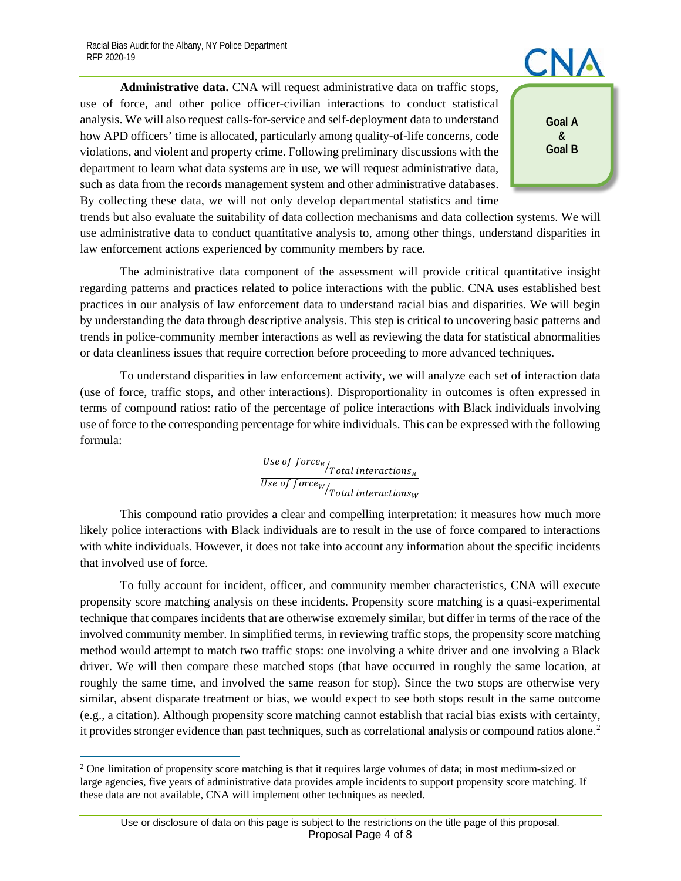**Goal A & Goal B**

**Administrative data.** CNA will request administrative data on traffic stops, use of force, and other police officer-civilian interactions to conduct statistical analysis. We will also request calls-for-service and self-deployment data to understand how APD officers' time is allocated, particularly among quality-of-life concerns, code violations, and violent and property crime. Following preliminary discussions with the department to learn what data systems are in use, we will request administrative data, such as data from the records management system and other administrative databases. By collecting these data, we will not only develop departmental statistics and time trends but also evaluate the suitability of data collection mechanisms and data collection systems. We will use administrative data to conduct quantitative analysis to, among other things, understand disparities in law enforcement actions experienced by community members by race.

The administrative data component of the assessment will provide critical quantitative insight regarding patterns and practices related to police interactions with the public. CNA uses established best practices in our analysis of law enforcement data to understand racial bias and disparities. We will begin by understanding the data through descriptive analysis. This step is critical to uncovering basic patterns and trends in police-community member interactions as well as reviewing the data for statistical abnormalities or data cleanliness issues that require correction before proceeding to more advanced techniques.

To understand disparities in law enforcement activity, we will analyze each set of interaction data (use of force, traffic stops, and other interactions). Disproportionality in outcomes is often expressed in terms of compound ratios: ratio of the percentage of police interactions with Black individuals involving use of force to the corresponding percentage for white individuals. This can be expressed with the following formula:

$$\frac{Use\ of\ force_B / Total\ interactions_B}{Use\ of\ force_W / Total\ interactions_W}$$

This compound ratio provides a clear and compelling interpretation: it measures how much more likely police interactions with Black individuals are to result in the use of force compared to interactions with white individuals. However, it does not take into account any information about the specific incidents that involved use of force.

To fully account for incident, officer, and community member characteristics, CNA will execute propensity score matching analysis on these incidents. Propensity score matching is a quasi-experimental technique that compares incidents that are otherwise extremely similar, but differ in terms of the race of the involved community member. In simplified terms, in reviewing traffic stops, the propensity score matching method would attempt to match two traffic stops: one involving a white driver and one involving a Black driver. We will then compare these matched stops (that have occurred in roughly the same location, at roughly the same time, and involved the same reason for stop). Since the two stops are otherwise very similar, absent disparate treatment or bias, we would expect to see both stops result in the same outcome (e.g., a citation). Although propensity score matching cannot establish that racial bias exists with certainty, it provides stronger evidence than past techniques, such as correlational analysis or compound ratios alone.[2]

[2] One limitation of propensity score matching is that it requires large volumes of data; in most medium-sized or large agencies, five years of administrative data provides ample incidents to support propensity score matching. If these data are not available, CNA will implement other techniques as needed.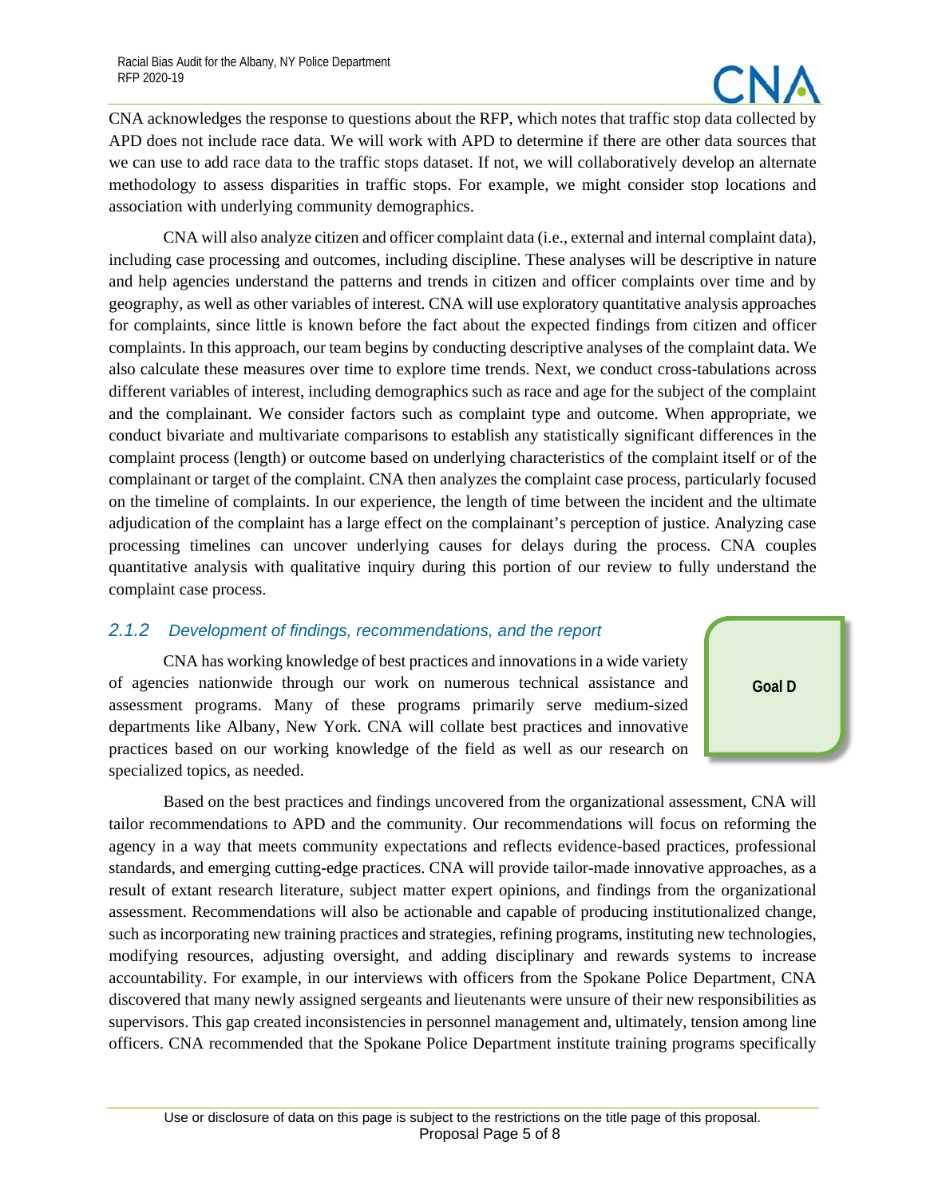CNA acknowledges the response to questions about the RFP, which notes that traffic stop data collected by APD does not include race data. We will work with APD to determine if there are other data sources that we can use to add race data to the traffic stops dataset. If not, we will collaboratively develop an alternate methodology to assess disparities in traffic stops. For example, we might consider stop locations and association with underlying community demographics.

CNA will also analyze citizen and officer complaint data (i.e., external and internal complaint data), including case processing and outcomes, including discipline. These analyses will be descriptive in nature and help agencies understand the patterns and trends in citizen and officer complaints over time and by geography, as well as other variables of interest. CNA will use exploratory quantitative analysis approaches for complaints, since little is known before the fact about the expected findings from citizen and officer complaints. In this approach, our team begins by conducting descriptive analyses of the complaint data. We also calculate these measures over time to explore time trends. Next, we conduct cross-tabulations across different variables of interest, including demographics such as race and age for the subject of the complaint and the complainant. We consider factors such as complaint type and outcome. When appropriate, we conduct bivariate and multivariate comparisons to establish any statistically significant differences in the complaint process (length) or outcome based on underlying characteristics of the complaint itself or of the complainant or target of the complaint. CNA then analyzes the complaint case process, particularly focused on the timeline of complaints. In our experience, the length of time between the incident and the ultimate adjudication of the complaint has a large effect on the complainant's perception of justice. Analyzing case processing timelines can uncover underlying causes for delays during the process. CNA couples quantitative analysis with qualitative inquiry during this portion of our review to fully understand the complaint case process.

### *2.1.2 Development of findings, recommendations, and the report*

**Goal D**

CNA has working knowledge of best practices and innovations in a wide variety of agencies nationwide through our work on numerous technical assistance and assessment programs. Many of these programs primarily serve medium-sized departments like Albany, New York. CNA will collate best practices and innovative practices based on our working knowledge of the field as well as our research on specialized topics, as needed.

Based on the best practices and findings uncovered from the organizational assessment, CNA will tailor recommendations to APD and the community. Our recommendations will focus on reforming the agency in a way that meets community expectations and reflects evidence-based practices, professional standards, and emerging cutting-edge practices. CNA will provide tailor-made innovative approaches, as a result of extant research literature, subject matter expert opinions, and findings from the organizational assessment. Recommendations will also be actionable and capable of producing institutionalized change, such as incorporating new training practices and strategies, refining programs, instituting new technologies, modifying resources, adjusting oversight, and adding disciplinary and rewards systems to increase accountability. For example, in our interviews with officers from the Spokane Police Department, CNA discovered that many newly assigned sergeants and lieutenants were unsure of their new responsibilities as supervisors. This gap created inconsistencies in personnel management and, ultimately, tension among line officers. CNA recommended that the Spokane Police Department institute training programs specifically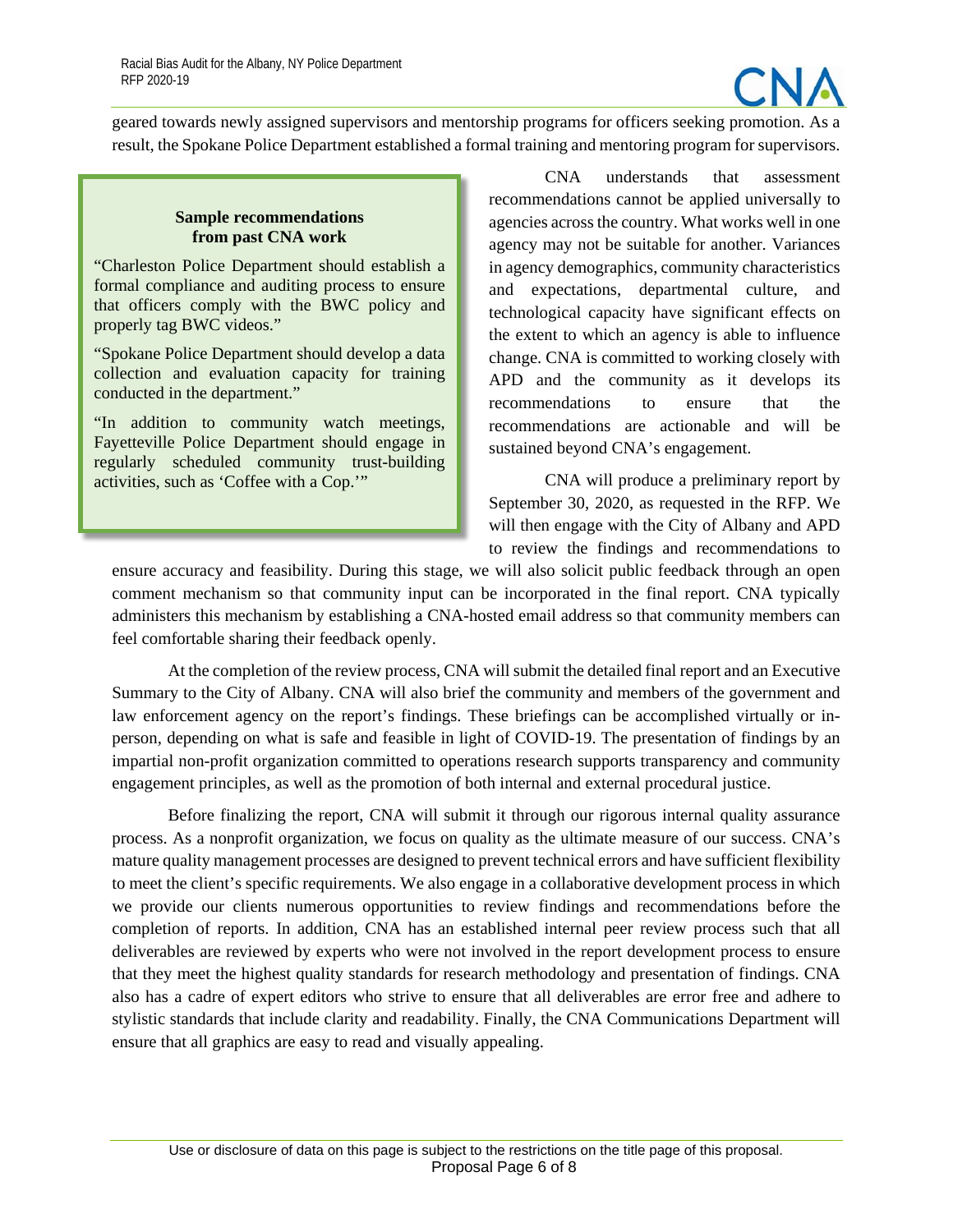geared towards newly assigned supervisors and mentorship programs for officers seeking promotion. As a result, the Spokane Police Department established a formal training and mentoring program for supervisors.

> **Sample recommendations from past CNA work**
>
> "Charleston Police Department should establish a formal compliance and auditing process to ensure that officers comply with the BWC policy and properly tag BWC videos."
>
> "Spokane Police Department should develop a data collection and evaluation capacity for training conducted in the department."
>
> "In addition to community watch meetings, Fayetteville Police Department should engage in regularly scheduled community trust-building activities, such as 'Coffee with a Cop.'"

CNA understands that assessment recommendations cannot be applied universally to agencies across the country. What works well in one agency may not be suitable for another. Variances in agency demographics, community characteristics and expectations, departmental culture, and technological capacity have significant effects on the extent to which an agency is able to influence change. CNA is committed to working closely with APD and the community as it develops its recommendations to ensure that the recommendations are actionable and will be sustained beyond CNA's engagement.

CNA will produce a preliminary report by September 30, 2020, as requested in the RFP. We will then engage with the City of Albany and APD to review the findings and recommendations to ensure accuracy and feasibility. During this stage, we will also solicit public feedback through an open comment mechanism so that community input can be incorporated in the final report. CNA typically administers this mechanism by establishing a CNA-hosted email address so that community members can feel comfortable sharing their feedback openly.

At the completion of the review process, CNA will submit the detailed final report and an Executive Summary to the City of Albany. CNA will also brief the community and members of the government and law enforcement agency on the report's findings. These briefings can be accomplished virtually or in-person, depending on what is safe and feasible in light of COVID-19. The presentation of findings by an impartial non-profit organization committed to operations research supports transparency and community engagement principles, as well as the promotion of both internal and external procedural justice.

Before finalizing the report, CNA will submit it through our rigorous internal quality assurance process. As a nonprofit organization, we focus on quality as the ultimate measure of our success. CNA's mature quality management processes are designed to prevent technical errors and have sufficient flexibility to meet the client's specific requirements. We also engage in a collaborative development process in which we provide our clients numerous opportunities to review findings and recommendations before the completion of reports. In addition, CNA has an established internal peer review process such that all deliverables are reviewed by experts who were not involved in the report development process to ensure that they meet the highest quality standards for research methodology and presentation of findings. CNA also has a cadre of expert editors who strive to ensure that all deliverables are error free and adhere to stylistic standards that include clarity and readability. Finally, the CNA Communications Department will ensure that all graphics are easy to read and visually appealing.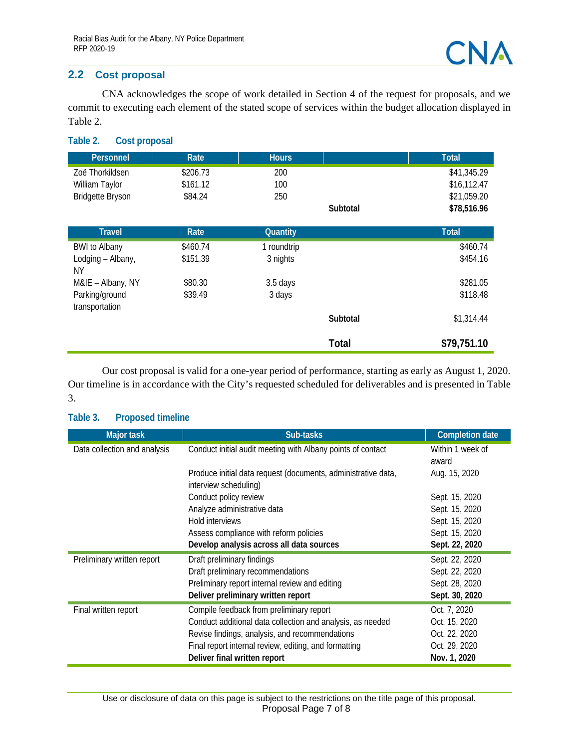## 2.2 Cost proposal

CNA acknowledges the scope of work detailed in Section 4 of the request for proposals, and we commit to executing each element of the stated scope of services within the budget allocation displayed in Table 2.

**Table 2. Cost proposal**

| Personnel | Rate | Hours | | Total |
|---|---|---|---|---|
| Zoë Thorkildsen | $206.73 | 200 | | $41,345.29 |
| William Taylor | $161.12 | 100 | | $16,112.47 |
| Bridgette Bryson | $84.24 | 250 | | $21,059.20 |
| | | | **Subtotal** | **$78,516.96** |
| **Travel** | **Rate** | **Quantity** | | **Total** |
| BWI to Albany | $460.74 | 1 roundtrip | | $460.74 |
| Lodging – Albany, NY | $151.39 | 3 nights | | $454.16 |
| M&IE – Albany, NY | $80.30 | 3.5 days | | $281.05 |
| Parking/ground transportation | $39.49 | 3 days | | $118.48 |
| | | | **Subtotal** | $1,314.44 |
| | | | **Total** | **$79,751.10** |

Our cost proposal is valid for a one-year period of performance, starting as early as August 1, 2020. Our timeline is in accordance with the City's requested scheduled for deliverables and is presented in Table 3.

**Table 3. Proposed timeline**

| Major task | Sub-tasks | Completion date |
|---|---|---|
| Data collection and analysis | Conduct initial audit meeting with Albany points of contact | Within 1 week of award |
| | Produce initial data request (documents, administrative data, interview scheduling) | Aug. 15, 2020 |
| | Conduct policy review | Sept. 15, 2020 |
| | Analyze administrative data | Sept. 15, 2020 |
| | Hold interviews | Sept. 15, 2020 |
| | Assess compliance with reform policies | Sept. 15, 2020 |
| | **Develop analysis across all data sources** | **Sept. 22, 2020** |
| Preliminary written report | Draft preliminary findings | Sept. 22, 2020 |
| | Draft preliminary recommendations | Sept. 22, 2020 |
| | Preliminary report internal review and editing | Sept. 28, 2020 |
| | **Deliver preliminary written report** | **Sept. 30, 2020** |
| Final written report | Compile feedback from preliminary report | Oct. 7, 2020 |
| | Conduct additional data collection and analysis, as needed | Oct. 15, 2020 |
| | Revise findings, analysis, and recommendations | Oct. 22, 2020 |
| | Final report internal review, editing, and formatting | Oct. 29, 2020 |
| | **Deliver final written report** | **Nov. 1, 2020** |

Use or disclosure of data on this page is subject to the restrictions on the title page of this proposal.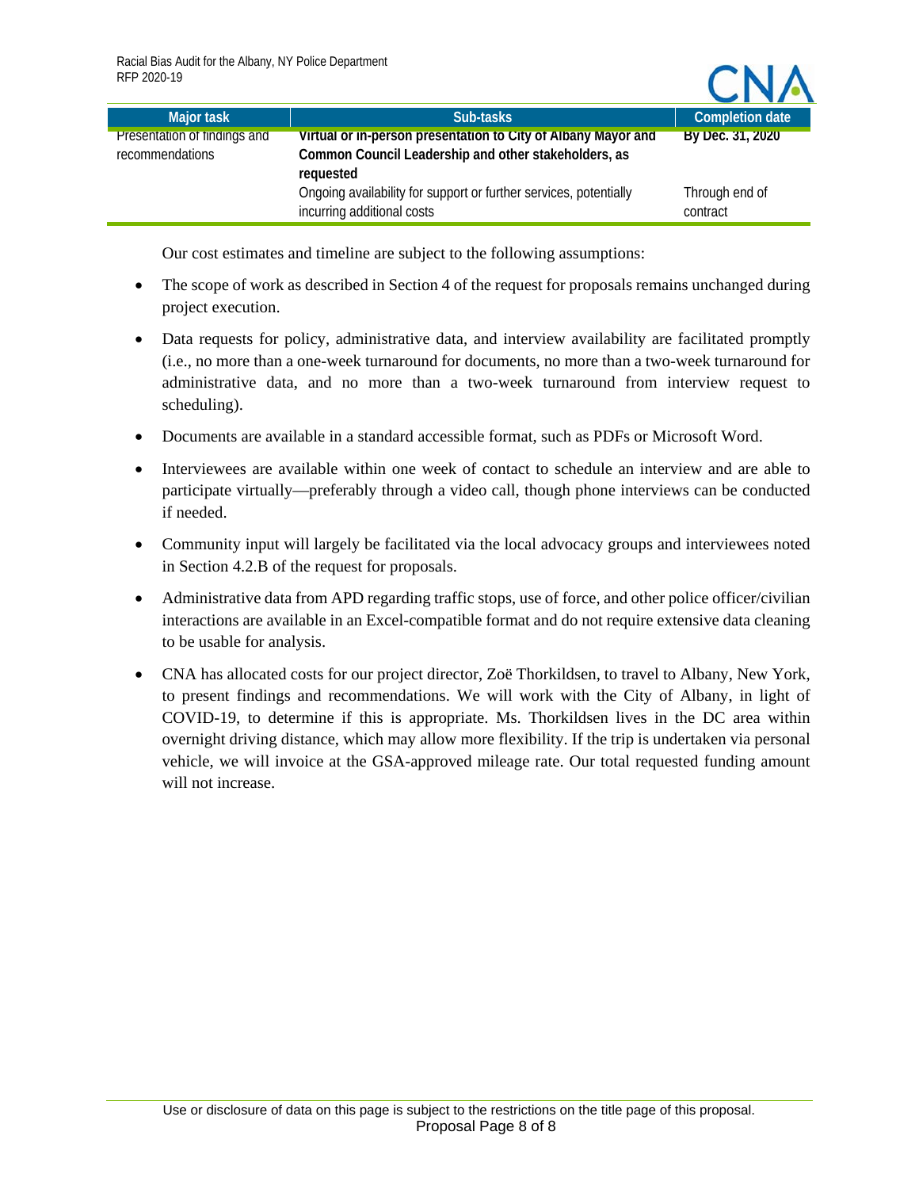| Major task | Sub-tasks | Completion date |
|---|---|---|
| Presentation of findings and recommendations | **Virtual or in-person presentation to City of Albany Mayor and Common Council Leadership and other stakeholders, as requested** | **By Dec. 31, 2020** |
| | Ongoing availability for support or further services, potentially incurring additional costs | Through end of contract |

Our cost estimates and timeline are subject to the following assumptions:

- The scope of work as described in Section 4 of the request for proposals remains unchanged during project execution.
- Data requests for policy, administrative data, and interview availability are facilitated promptly (i.e., no more than a one-week turnaround for documents, no more than a two-week turnaround for administrative data, and no more than a two-week turnaround from interview request to scheduling).
- Documents are available in a standard accessible format, such as PDFs or Microsoft Word.
- Interviewees are available within one week of contact to schedule an interview and are able to participate virtually—preferably through a video call, though phone interviews can be conducted if needed.
- Community input will largely be facilitated via the local advocacy groups and interviewees noted in Section 4.2.B of the request for proposals.
- Administrative data from APD regarding traffic stops, use of force, and other police officer/civilian interactions are available in an Excel-compatible format and do not require extensive data cleaning to be usable for analysis.
- CNA has allocated costs for our project director, Zoë Thorkildsen, to travel to Albany, New York, to present findings and recommendations. We will work with the City of Albany, in light of COVID-19, to determine if this is appropriate. Ms. Thorkildsen lives in the DC area within overnight driving distance, which may allow more flexibility. If the trip is undertaken via personal vehicle, we will invoice at the GSA-approved mileage rate. Our total requested funding amount will not increase.

Use or disclosure of data on this page is subject to the restrictions on the title page of this proposal.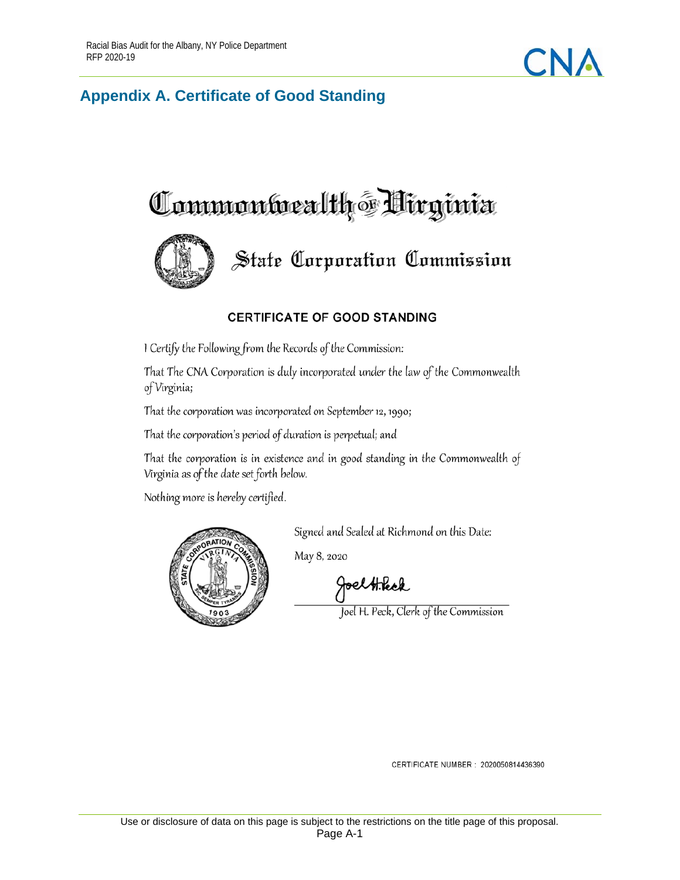## Appendix A. Certificate of Good Standing

# Commonwealth of Virginia

## State Corporation Commission

### CERTIFICATE OF GOOD STANDING

I Certify the Following from the Records of the Commission:

That The CNA Corporation is duly incorporated under the law of the Commonwealth of Virginia;

That the corporation was incorporated on September 12, 1990;

That the corporation's period of duration is perpetual; and

That the corporation is in existence and in good standing in the Commonwealth of Virginia as of the date set forth below.

Nothing more is hereby certified.

STATE CORPORATION COMMISSION VIRGINIA SIC SEMPER TYRANNIS 1903

Signed and Sealed at Richmond on this Date:

May 8, 2020

Joel H. Peck

Joel H. Peck, Clerk of the Commission

CERTIFICATE NUMBER : 2020050814436390

Use or disclosure of data on this page is subject to the restrictions on the title page of this proposal.